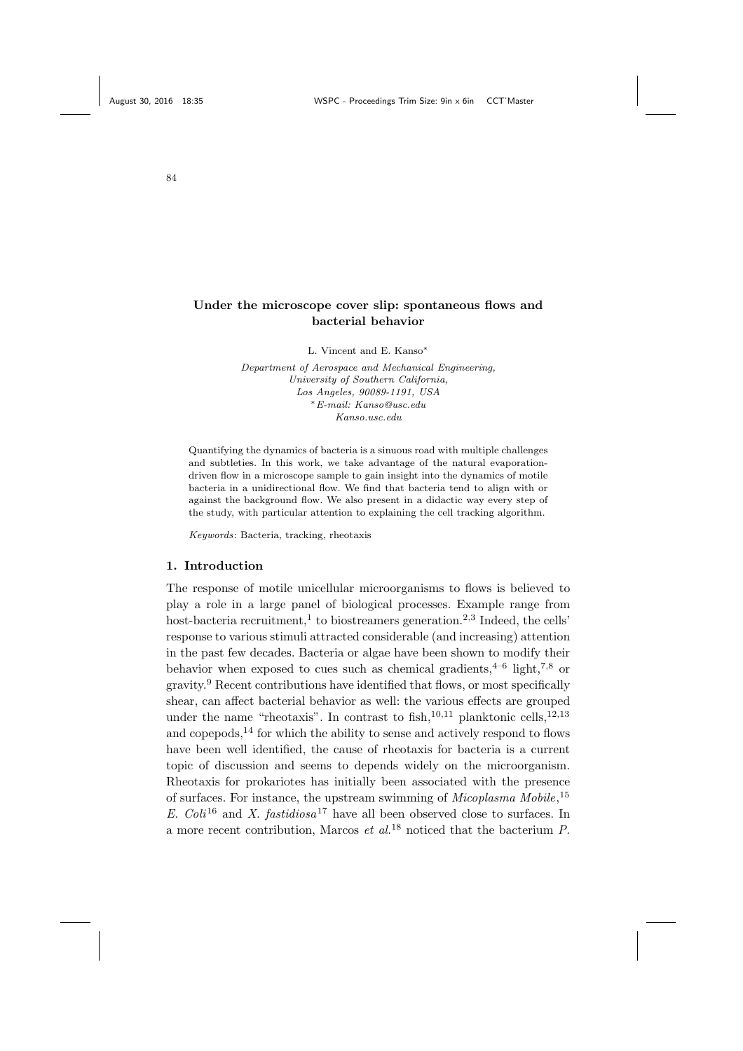# Under the microscope cover slip: spontaneous flows and bacterial behavior

L. Vincent and E. Kanso*

*Department of Aerospace and Mechanical Engineering,*
*University of Southern California,*
*Los Angeles, 90089-1191, USA*
*\*E-mail: Kanso@usc.edu*
*Kanso.usc.edu*

Quantifying the dynamics of bacteria is a sinuous road with multiple challenges and subtleties. In this work, we take advantage of the natural evaporation-driven flow in a microscope sample to gain insight into the dynamics of motile bacteria in a unidirectional flow. We find that bacteria tend to align with or against the background flow. We also present in a didactic way every step of the study, with particular attention to explaining the cell tracking algorithm.

*Keywords*: Bacteria, tracking, rheotaxis

## 1. Introduction

The response of motile unicellular microorganisms to flows is believed to play a role in a large panel of biological processes. Example range from host-bacteria recruitment,[1] to biostreamers generation.[2,3] Indeed, the cells' response to various stimuli attracted considerable (and increasing) attention in the past few decades. Bacteria or algae have been shown to modify their behavior when exposed to cues such as chemical gradients,[4–6] light,[7,8] or gravity.[9] Recent contributions have identified that flows, or most specifically shear, can affect bacterial behavior as well: the various effects are grouped under the name "rheotaxis". In contrast to fish,[10,11] planktonic cells,[12,13] and copepods,[14] for which the ability to sense and actively respond to flows have been well identified, the cause of rheotaxis for bacteria is a current topic of discussion and seems to depends widely on the microorganism. Rheotaxis for prokariotes has initially been associated with the presence of surfaces. For instance, the upstream swimming of *Micoplasma Mobile*,[15] *E. Coli*[16] and *X. fastidiosa*[17] have all been observed close to surfaces. In a more recent contribution, Marcos *et al.*[18] noticed that the bacterium *P.*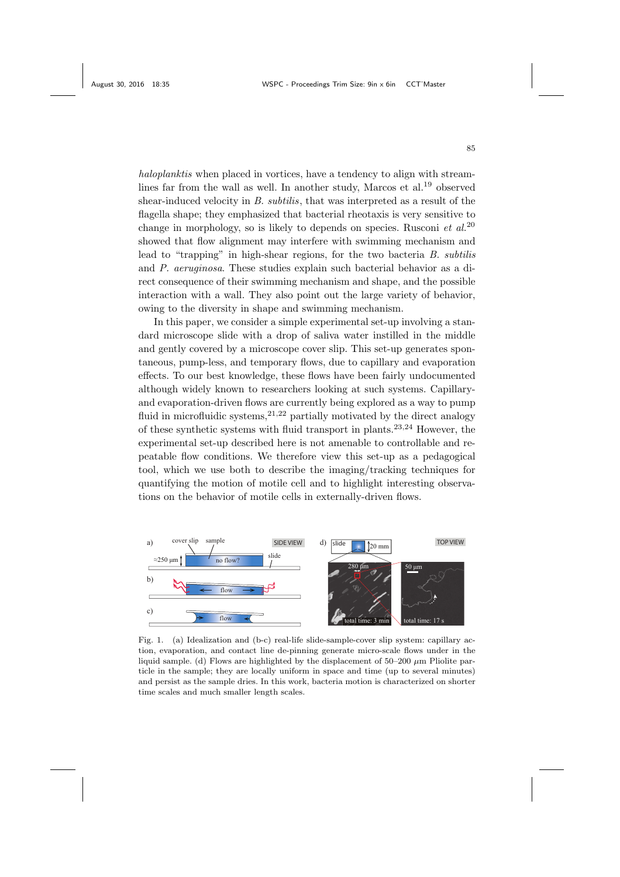*haloplanktis* when placed in vortices, have a tendency to align with streamlines far from the wall as well. In another study, Marcos et al.[19] observed shear-induced velocity in *B. subtilis*, that was interpreted as a result of the flagella shape; they emphasized that bacterial rheotaxis is very sensitive to change in morphology, so is likely to depends on species. Rusconi *et al.*[20] showed that flow alignment may interfere with swimming mechanism and lead to "trapping" in high-shear regions, for the two bacteria *B. subtilis* and *P. aeruginosa*. These studies explain such bacterial behavior as a direct consequence of their swimming mechanism and shape, and the possible interaction with a wall. They also point out the large variety of behavior, owing to the diversity in shape and swimming mechanism.

In this paper, we consider a simple experimental set-up involving a standard microscope slide with a drop of saliva water instilled in the middle and gently covered by a microscope cover slip. This set-up generates spontaneous, pump-less, and temporary flows, due to capillary and evaporation effects. To our best knowledge, these flows have been fairly undocumented although widely known to researchers looking at such systems. Capillary- and evaporation-driven flows are currently being explored as a way to pump fluid in microfluidic systems,[21,22] partially motivated by the direct analogy of these synthetic systems with fluid transport in plants.[23,24] However, the experimental set-up described here is not amenable to controllable and repeatable flow conditions. We therefore view this set-up as a pedagogical tool, which we use both to describe the imaging/tracking techniques for quantifying the motion of motile cell and to highlight interesting observations on the behavior of motile cells in externally-driven flows.

Fig. 1. (a) Idealization and (b-c) real-life slide-sample-cover slip system: capillary action, evaporation, and contact line de-pinning generate micro-scale flows under in the liquid sample. (d) Flows are highlighted by the displacement of 50–200 $\mu$m Pliolite particle in the sample; they are locally uniform in space and time (up to several minutes) and persist as the sample dries. In this work, bacteria motion is characterized on shorter time scales and much smaller length scales.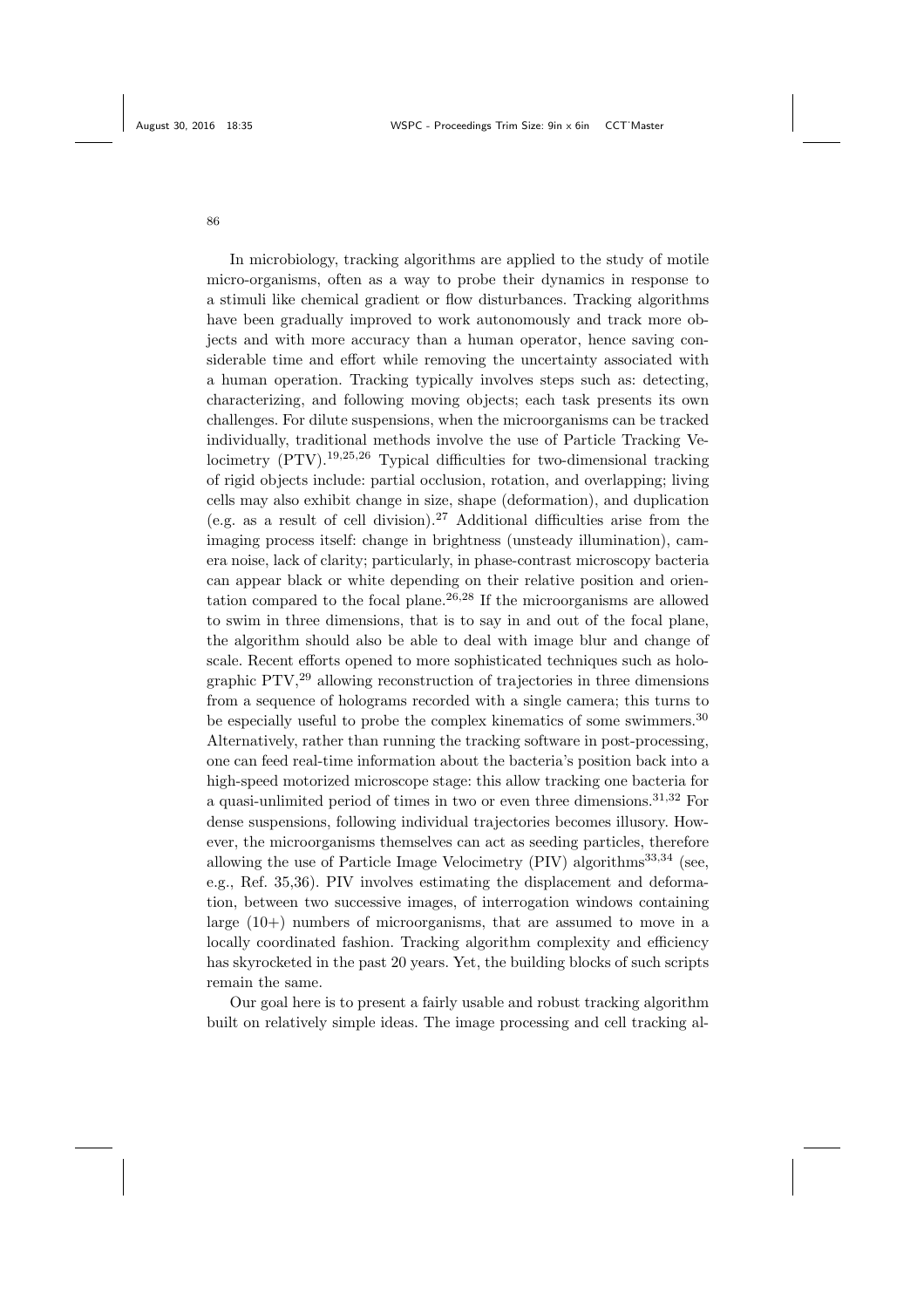In microbiology, tracking algorithms are applied to the study of motile micro-organisms, often as a way to probe their dynamics in response to a stimuli like chemical gradient or flow disturbances. Tracking algorithms have been gradually improved to work autonomously and track more objects and with more accuracy than a human operator, hence saving considerable time and effort while removing the uncertainty associated with a human operation. Tracking typically involves steps such as: detecting, characterizing, and following moving objects; each task presents its own challenges. For dilute suspensions, when the microorganisms can be tracked individually, traditional methods involve the use of Particle Tracking Velocimetry (PTV).[19,25,26] Typical difficulties for two-dimensional tracking of rigid objects include: partial occlusion, rotation, and overlapping; living cells may also exhibit change in size, shape (deformation), and duplication (e.g. as a result of cell division).[27] Additional difficulties arise from the imaging process itself: change in brightness (unsteady illumination), camera noise, lack of clarity; particularly, in phase-contrast microscopy bacteria can appear black or white depending on their relative position and orientation compared to the focal plane.[26,28] If the microorganisms are allowed to swim in three dimensions, that is to say in and out of the focal plane, the algorithm should also be able to deal with image blur and change of scale. Recent efforts opened to more sophisticated techniques such as holographic PTV,[29] allowing reconstruction of trajectories in three dimensions from a sequence of holograms recorded with a single camera; this turns to be especially useful to probe the complex kinematics of some swimmers.[30] Alternatively, rather than running the tracking software in post-processing, one can feed real-time information about the bacteria's position back into a high-speed motorized microscope stage: this allow tracking one bacteria for a quasi-unlimited period of times in two or even three dimensions.[31,32] For dense suspensions, following individual trajectories becomes illusory. However, the microorganisms themselves can act as seeding particles, therefore allowing the use of Particle Image Velocimetry (PIV) algorithms[33,34] (see, e.g., Ref. 35,36). PIV involves estimating the displacement and deformation, between two successive images, of interrogation windows containing large (10+) numbers of microorganisms, that are assumed to move in a locally coordinated fashion. Tracking algorithm complexity and efficiency has skyrocketed in the past 20 years. Yet, the building blocks of such scripts remain the same.

Our goal here is to present a fairly usable and robust tracking algorithm built on relatively simple ideas. The image processing and cell tracking al-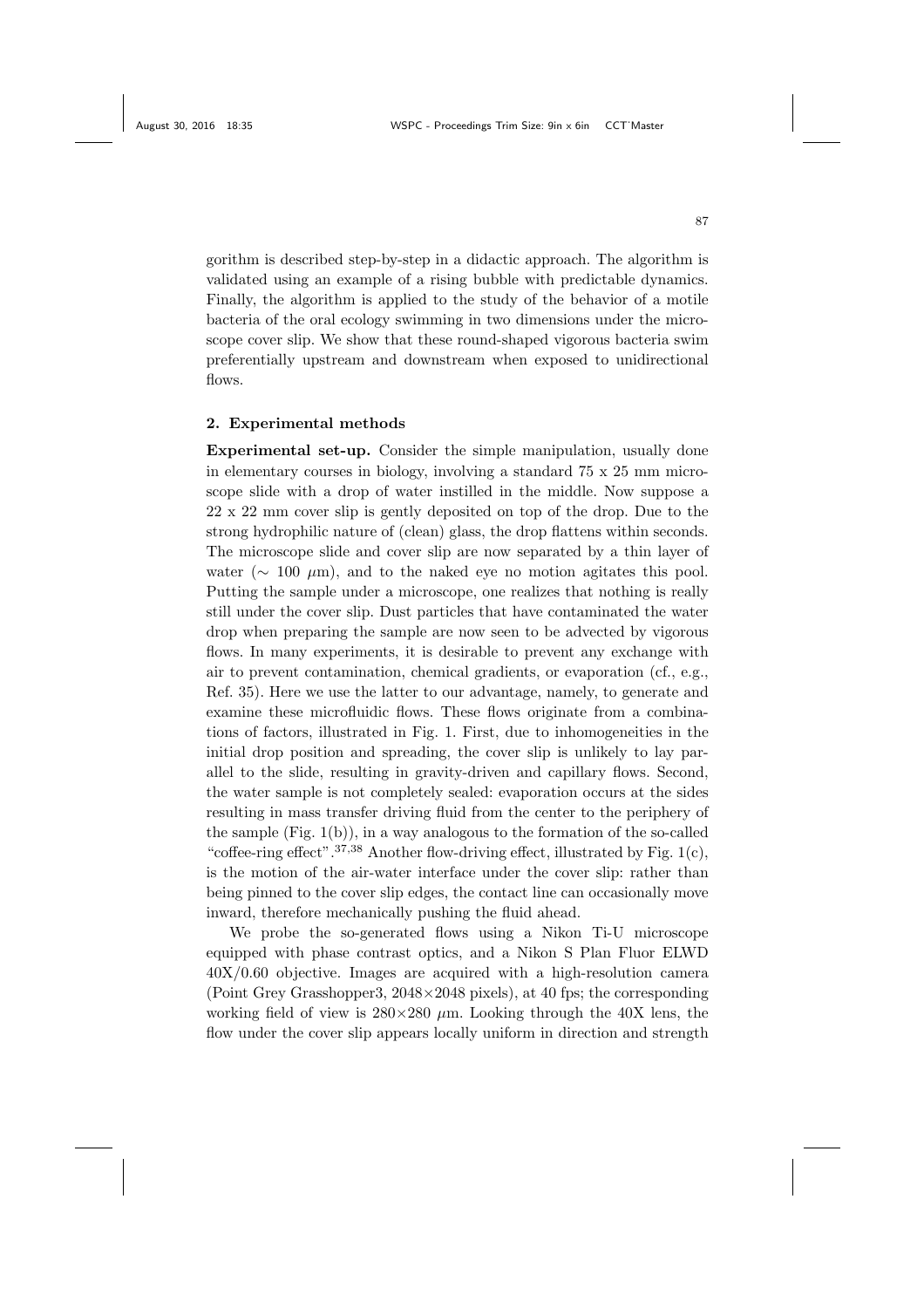gorithm is described step-by-step in a didactic approach. The algorithm is validated using an example of a rising bubble with predictable dynamics. Finally, the algorithm is applied to the study of the behavior of a motile bacteria of the oral ecology swimming in two dimensions under the microscope cover slip. We show that these round-shaped vigorous bacteria swim preferentially upstream and downstream when exposed to unidirectional flows.

## 2. Experimental methods

**Experimental set-up.** Consider the simple manipulation, usually done in elementary courses in biology, involving a standard 75 x 25 mm microscope slide with a drop of water instilled in the middle. Now suppose a 22 x 22 mm cover slip is gently deposited on top of the drop. Due to the strong hydrophilic nature of (clean) glass, the drop flattens within seconds. The microscope slide and cover slip are now separated by a thin layer of water ($\sim 100~\mu$m), and to the naked eye no motion agitates this pool. Putting the sample under a microscope, one realizes that nothing is really still under the cover slip. Dust particles that have contaminated the water drop when preparing the sample are now seen to be advected by vigorous flows. In many experiments, it is desirable to prevent any exchange with air to prevent contamination, chemical gradients, or evaporation (cf., e.g., Ref. 35). Here we use the latter to our advantage, namely, to generate and examine these microfluidic flows. These flows originate from a combinations of factors, illustrated in Fig. 1. First, due to inhomogeneities in the initial drop position and spreading, the cover slip is unlikely to lay parallel to the slide, resulting in gravity-driven and capillary flows. Second, the water sample is not completely sealed: evaporation occurs at the sides resulting in mass transfer driving fluid from the center to the periphery of the sample (Fig. 1(b)), in a way analogous to the formation of the so-called "coffee-ring effect".[37,38] Another flow-driving effect, illustrated by Fig. 1(c), is the motion of the air-water interface under the cover slip: rather than being pinned to the cover slip edges, the contact line can occasionally move inward, therefore mechanically pushing the fluid ahead.

We probe the so-generated flows using a Nikon Ti-U microscope equipped with phase contrast optics, and a Nikon S Plan Fluor ELWD 40X/0.60 objective. Images are acquired with a high-resolution camera (Point Grey Grasshopper3, 2048$\times$2048 pixels), at 40 fps; the corresponding working field of view is 280$\times$280 $\mu$m. Looking through the 40X lens, the flow under the cover slip appears locally uniform in direction and strength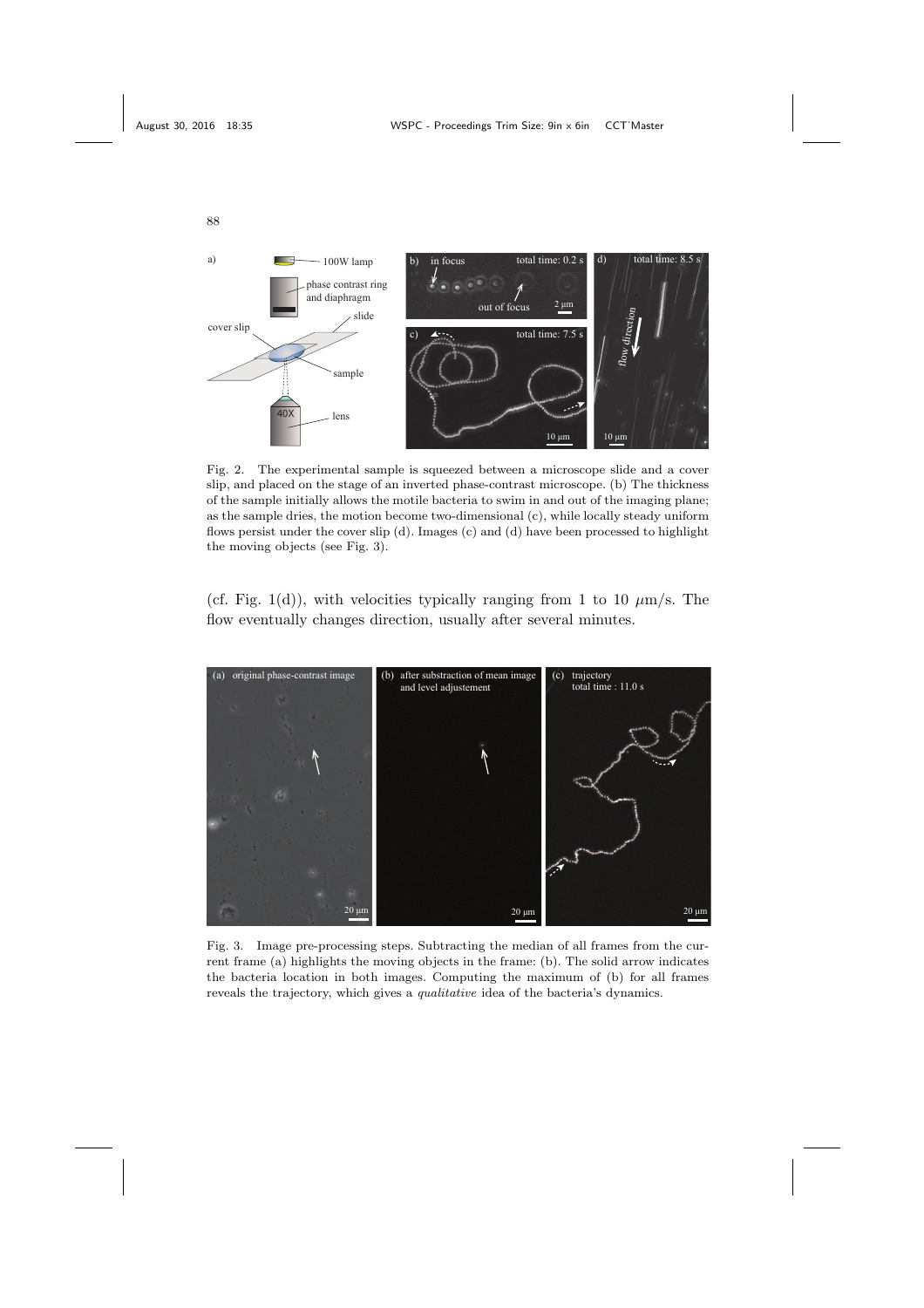Fig. 2. The experimental sample is squeezed between a microscope slide and a cover slip, and placed on the stage of an inverted phase-contrast microscope. (b) The thickness of the sample initially allows the motile bacteria to swim in and out of the imaging plane; as the sample dries, the motion become two-dimensional (c), while locally steady uniform flows persist under the cover slip (d). Images (c) and (d) have been processed to highlight the moving objects (see Fig. 3).

(cf. Fig. 1(d)), with velocities typically ranging from 1 to 10 $\mu$m/s. The flow eventually changes direction, usually after several minutes.

Fig. 3. Image pre-processing steps. Subtracting the median of all frames from the current frame (a) highlights the moving objects in the frame: (b). The solid arrow indicates the bacteria location in both images. Computing the maximum of (b) for all frames reveals the trajectory, which gives a *qualitative* idea of the bacteria's dynamics.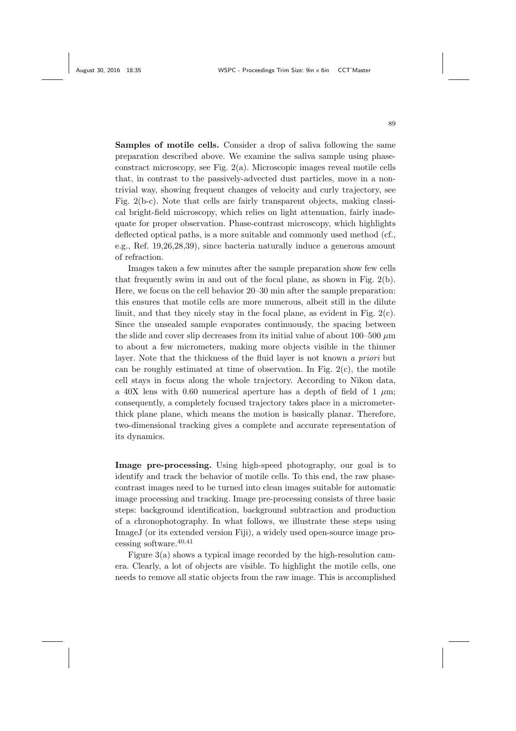**Samples of motile cells.** Consider a drop of saliva following the same preparation described above. We examine the saliva sample using phase-constract microscopy, see Fig. 2(a). Microscopic images reveal motile cells that, in contrast to the passively-advected dust particles, move in a non-trivial way, showing frequent changes of velocity and curly trajectory, see Fig. 2(b-c). Note that cells are fairly transparent objects, making classical bright-field microscopy, which relies on light attenuation, fairly inadequate for proper observation. Phase-contrast microscopy, which highlights deflected optical paths, is a more suitable and commonly used method (cf., e.g., Ref. 19,26,28,39), since bacteria naturally induce a generous amount of refraction.

Images taken a few minutes after the sample preparation show few cells that frequently swim in and out of the focal plane, as shown in Fig. 2(b). Here, we focus on the cell behavior 20–30 min after the sample preparation: this ensures that motile cells are more numerous, albeit still in the dilute limit, and that they nicely stay in the focal plane, as evident in Fig. 2(c). Since the unsealed sample evaporates continuously, the spacing between the slide and cover slip decreases from its initial value of about 100–500 $\mu$m to about a few micrometers, making more objects visible in the thinner layer. Note that the thickness of the fluid layer is not known *a priori* but can be roughly estimated at time of observation. In Fig. 2(c), the motile cell stays in focus along the whole trajectory. According to Nikon data, a 40X lens with 0.60 numerical aperture has a depth of field of 1 $\mu$m; consequently, a completely focused trajectory takes place in a micrometer-thick plane plane, which means the motion is basically planar. Therefore, two-dimensional tracking gives a complete and accurate representation of its dynamics.

**Image pre-processing.** Using high-speed photography, our goal is to identify and track the behavior of motile cells. To this end, the raw phase-contrast images need to be turned into clean images suitable for automatic image processing and tracking. Image pre-processing consists of three basic steps: background identification, background subtraction and production of a chronophotography. In what follows, we illustrate these steps using ImageJ (or its extended version Fiji), a widely used open-source image processing software.[40,41]

Figure 3(a) shows a typical image recorded by the high-resolution camera. Clearly, a lot of objects are visible. To highlight the motile cells, one needs to remove all static objects from the raw image. This is accomplished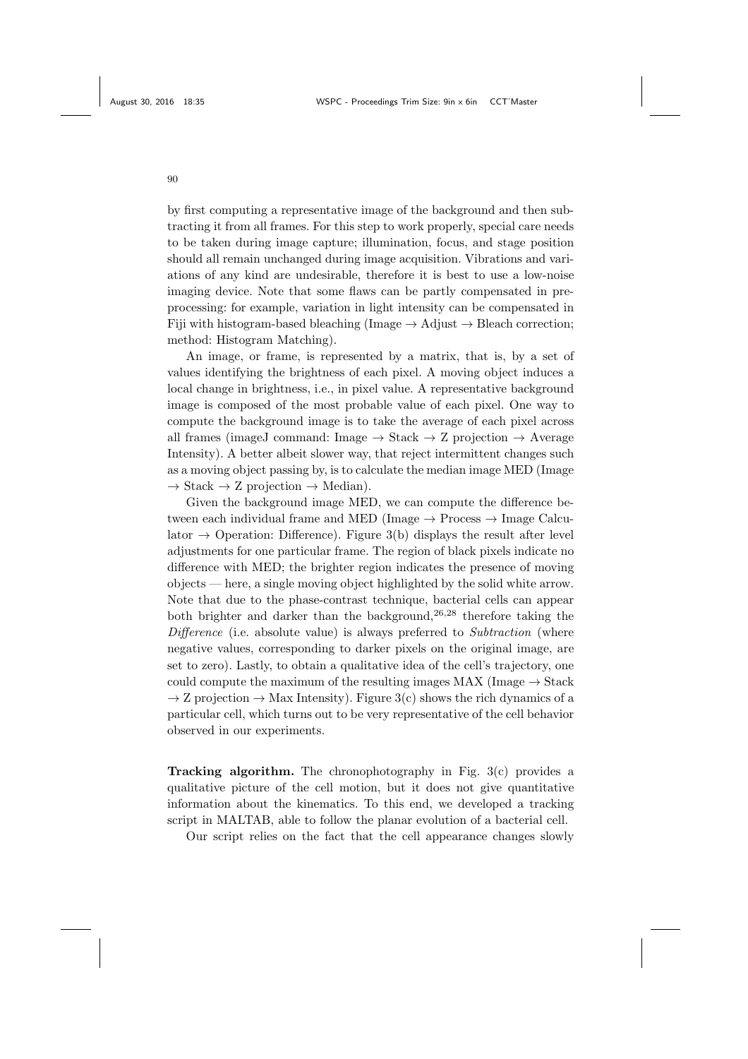by first computing a representative image of the background and then subtracting it from all frames. For this step to work properly, special care needs to be taken during image capture; illumination, focus, and stage position should all remain unchanged during image acquisition. Vibrations and variations of any kind are undesirable, therefore it is best to use a low-noise imaging device. Note that some flaws can be partly compensated in preprocessing: for example, variation in light intensity can be compensated in Fiji with histogram-based bleaching (Image → Adjust → Bleach correction; method: Histogram Matching).

An image, or frame, is represented by a matrix, that is, by a set of values identifying the brightness of each pixel. A moving object induces a local change in brightness, i.e., in pixel value. A representative background image is composed of the most probable value of each pixel. One way to compute the background image is to take the average of each pixel across all frames (imageJ command: Image → Stack → Z projection → Average Intensity). A better albeit slower way, that reject intermittent changes such as a moving object passing by, is to calculate the median image MED (Image → Stack → Z projection → Median).

Given the background image MED, we can compute the difference between each individual frame and MED (Image → Process → Image Calculator → Operation: Difference). Figure 3(b) displays the result after level adjustments for one particular frame. The region of black pixels indicate no difference with MED; the brighter region indicates the presence of moving objects — here, a single moving object highlighted by the solid white arrow. Note that due to the phase-contrast technique, bacterial cells can appear both brighter and darker than the background,[26,28] therefore taking the *Difference* (i.e. absolute value) is always preferred to *Subtraction* (where negative values, corresponding to darker pixels on the original image, are set to zero). Lastly, to obtain a qualitative idea of the cell's trajectory, one could compute the maximum of the resulting images MAX (Image → Stack → Z projection → Max Intensity). Figure 3(c) shows the rich dynamics of a particular cell, which turns out to be very representative of the cell behavior observed in our experiments.

**Tracking algorithm.** The chronophotography in Fig. 3(c) provides a qualitative picture of the cell motion, but it does not give quantitative information about the kinematics. To this end, we developed a tracking script in MALTAB, able to follow the planar evolution of a bacterial cell.

Our script relies on the fact that the cell appearance changes slowly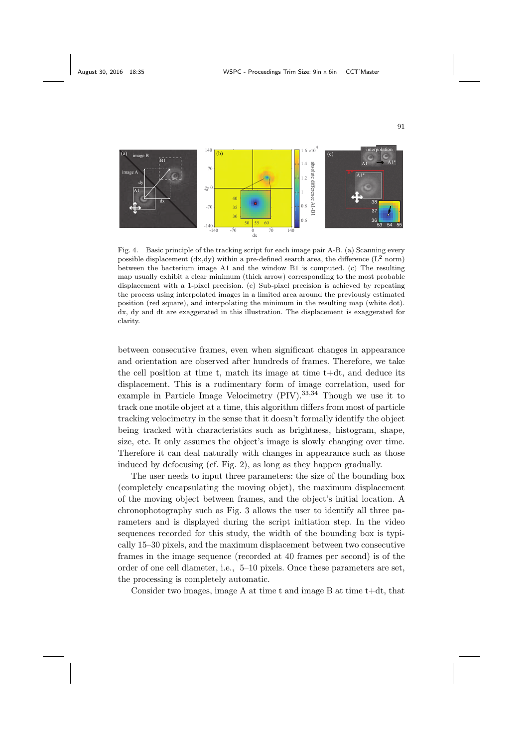Fig. 4. Basic principle of the tracking script for each image pair A-B. (a) Scanning every possible displacement (dx,dy) within a pre-defined search area, the difference ($L^2$ norm) between the bacterium image A1 and the window B1 is computed. (c) The resulting map usually exhibit a clear minimum (thick arrow) corresponding to the most probable displacement with a 1-pixel precision. (c) Sub-pixel precision is achieved by repeating the process using interpolated images in a limited area around the previously estimated position (red square), and interpolating the minimum in the resulting map (white dot). dx, dy and dt are exaggerated in this illustration. The displacement is exaggerated for clarity.

between consecutive frames, even when significant changes in appearance and orientation are observed after hundreds of frames. Therefore, we take the cell position at time t, match its image at time t+dt, and deduce its displacement. This is a rudimentary form of image correlation, used for example in Particle Image Velocimetry (PIV).[33,34] Though we use it to track one motile object at a time, this algorithm differs from most of particle tracking velocimetry in the sense that it doesn't formally identify the object being tracked with characteristics such as brightness, histogram, shape, size, etc. It only assumes the object's image is slowly changing over time. Therefore it can deal naturally with changes in appearance such as those induced by defocusing (cf. Fig. 2), as long as they happen gradually.

The user needs to input three parameters: the size of the bounding box (completely encapsulating the moving objet), the maximum displacement of the moving object between frames, and the object's initial location. A chronophotography such as Fig. 3 allows the user to identify all three parameters and is displayed during the script initiation step. In the video sequences recorded for this study, the width of the bounding box is typically 15–30 pixels, and the maximum displacement between two consecutive frames in the image sequence (recorded at 40 frames per second) is of the order of one cell diameter, i.e., 5–10 pixels. Once these parameters are set, the processing is completely automatic.

Consider two images, image A at time t and image B at time t+dt, that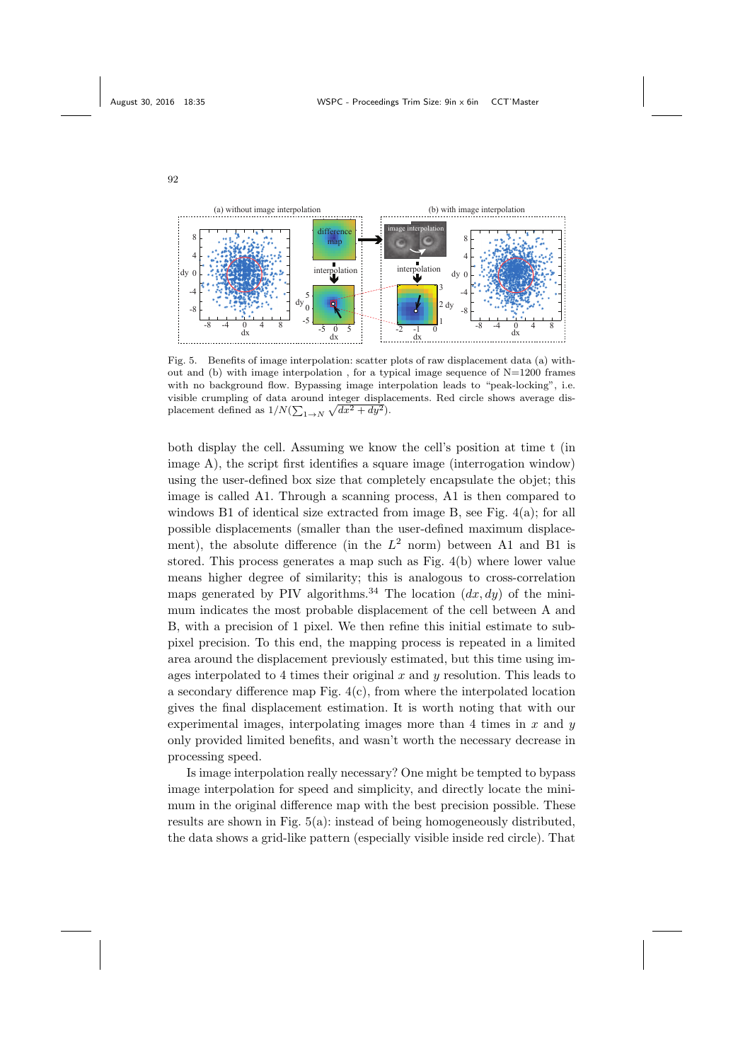Fig. 5. Benefits of image interpolation: scatter plots of raw displacement data (a) without and (b) with image interpolation , for a typical image sequence of N=1200 frames with no background flow. Bypassing image interpolation leads to “peak-locking”, i.e. visible crumpling of data around integer displacements. Red circle shows average displacement defined as $1/N(\sum_{1\to N}\sqrt{dx^2+dy^2})$.

both display the cell. Assuming we know the cell's position at time t (in image A), the script first identifies a square image (interrogation window) using the user-defined box size that completely encapsulate the objet; this image is called A1. Through a scanning process, A1 is then compared to windows B1 of identical size extracted from image B, see Fig. 4(a); for all possible displacements (smaller than the user-defined maximum displacement), the absolute difference (in the $L^2$ norm) between A1 and B1 is stored. This process generates a map such as Fig. 4(b) where lower value means higher degree of similarity; this is analogous to cross-correlation maps generated by PIV algorithms.[34] The location $(dx, dy)$ of the minimum indicates the most probable displacement of the cell between A and B, with a precision of 1 pixel. We then refine this initial estimate to subpixel precision. To this end, the mapping process is repeated in a limited area around the displacement previously estimated, but this time using images interpolated to 4 times their original $x$ and $y$ resolution. This leads to a secondary difference map Fig. 4(c), from where the interpolated location gives the final displacement estimation. It is worth noting that with our experimental images, interpolating images more than 4 times in $x$ and $y$ only provided limited benefits, and wasn't worth the necessary decrease in processing speed.

Is image interpolation really necessary? One might be tempted to bypass image interpolation for speed and simplicity, and directly locate the minimum in the original difference map with the best precision possible. These results are shown in Fig. 5(a): instead of being homogeneously distributed, the data shows a grid-like pattern (especially visible inside red circle). That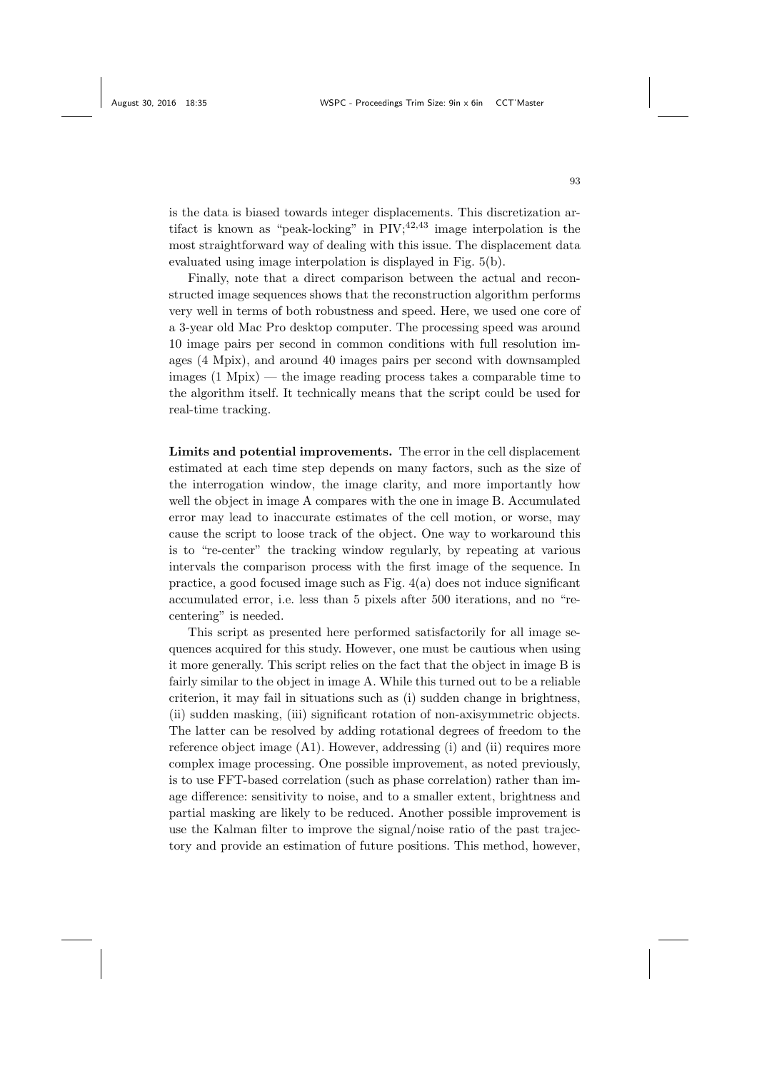is the data is biased towards integer displacements. This discretization artifact is known as "peak-locking" in PIV;[42,43] image interpolation is the most straightforward way of dealing with this issue. The displacement data evaluated using image interpolation is displayed in Fig. 5(b).

Finally, note that a direct comparison between the actual and reconstructed image sequences shows that the reconstruction algorithm performs very well in terms of both robustness and speed. Here, we used one core of a 3-year old Mac Pro desktop computer. The processing speed was around 10 image pairs per second in common conditions with full resolution images (4 Mpix), and around 40 images pairs per second with downsampled images (1 Mpix) — the image reading process takes a comparable time to the algorithm itself. It technically means that the script could be used for real-time tracking.

**Limits and potential improvements.** The error in the cell displacement estimated at each time step depends on many factors, such as the size of the interrogation window, the image clarity, and more importantly how well the object in image A compares with the one in image B. Accumulated error may lead to inaccurate estimates of the cell motion, or worse, may cause the script to loose track of the object. One way to workaround this is to "re-center" the tracking window regularly, by repeating at various intervals the comparison process with the first image of the sequence. In practice, a good focused image such as Fig. 4(a) does not induce significant accumulated error, i.e. less than 5 pixels after 500 iterations, and no "re-centering" is needed.

This script as presented here performed satisfactorily for all image sequences acquired for this study. However, one must be cautious when using it more generally. This script relies on the fact that the object in image B is fairly similar to the object in image A. While this turned out to be a reliable criterion, it may fail in situations such as (i) sudden change in brightness, (ii) sudden masking, (iii) significant rotation of non-axisymmetric objects. The latter can be resolved by adding rotational degrees of freedom to the reference object image (A1). However, addressing (i) and (ii) requires more complex image processing. One possible improvement, as noted previously, is to use FFT-based correlation (such as phase correlation) rather than image difference: sensitivity to noise, and to a smaller extent, brightness and partial masking are likely to be reduced. Another possible improvement is use the Kalman filter to improve the signal/noise ratio of the past trajectory and provide an estimation of future positions. This method, however,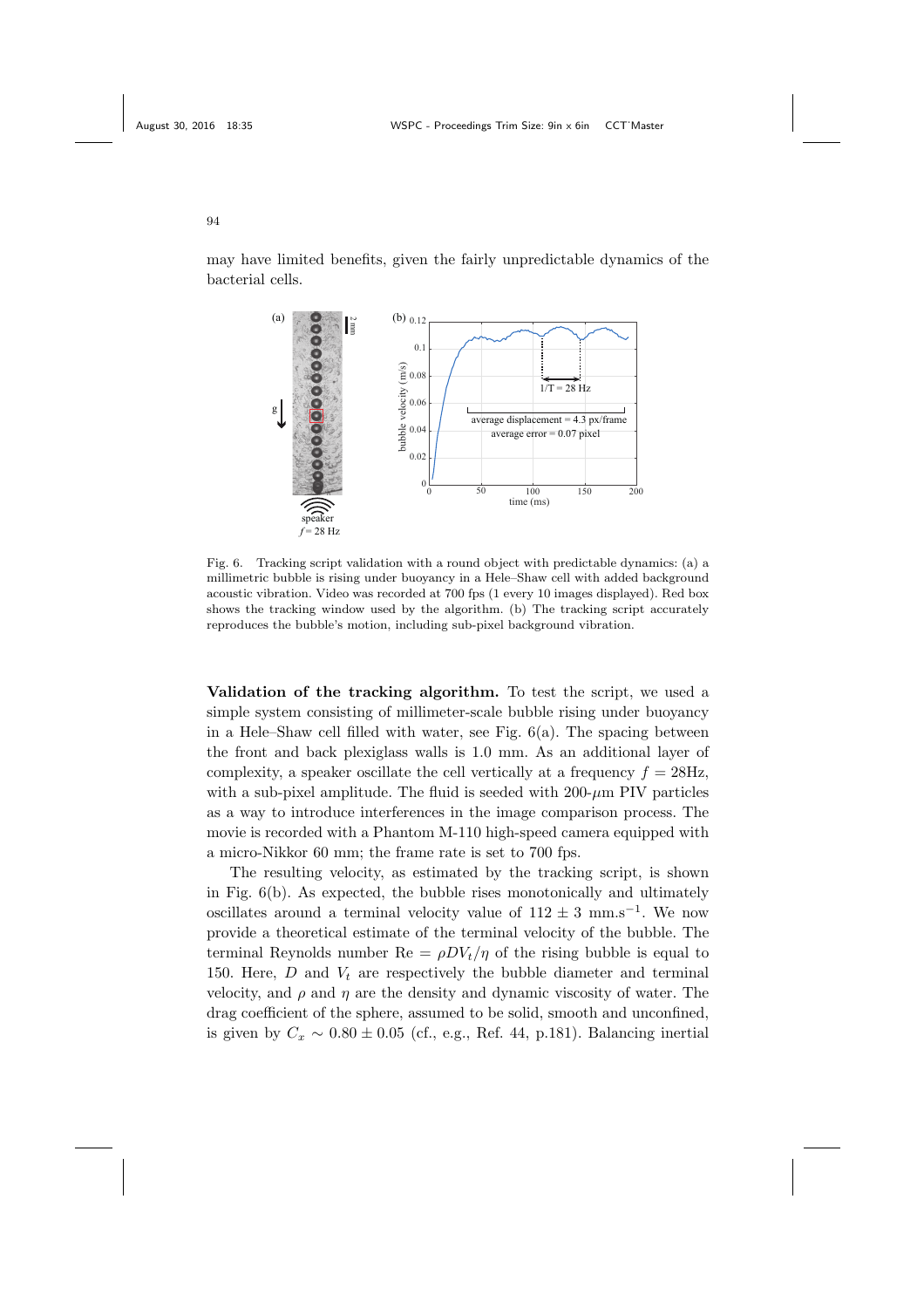may have limited benefits, given the fairly unpredictable dynamics of the bacterial cells.

Fig. 6. Tracking script validation with a round object with predictable dynamics: (a) a millimetric bubble is rising under buoyancy in a Hele–Shaw cell with added background acoustic vibration. Video was recorded at 700 fps (1 every 10 images displayed). Red box shows the tracking window used by the algorithm. (b) The tracking script accurately reproduces the bubble's motion, including sub-pixel background vibration.

**Validation of the tracking algorithm.** To test the script, we used a simple system consisting of millimeter-scale bubble rising under buoyancy in a Hele–Shaw cell filled with water, see Fig. 6(a). The spacing between the front and back plexiglass walls is 1.0 mm. As an additional layer of complexity, a speaker oscillate the cell vertically at a frequency $f = 28$Hz, with a sub-pixel amplitude. The fluid is seeded with 200-$\mu$m PIV particles as a way to introduce interferences in the image comparison process. The movie is recorded with a Phantom M-110 high-speed camera equipped with a micro-Nikkor 60 mm; the frame rate is set to 700 fps.

The resulting velocity, as estimated by the tracking script, is shown in Fig. 6(b). As expected, the bubble rises monotonically and ultimately oscillates around a terminal velocity value of $112 \pm 3$ mm.s$^{-1}$. We now provide a theoretical estimate of the terminal velocity of the bubble. The terminal Reynolds number $\mathrm{Re} = \rho D V_t / \eta$ of the rising bubble is equal to 150. Here, $D$ and $V_t$ are respectively the bubble diameter and terminal velocity, and $\rho$ and $\eta$ are the density and dynamic viscosity of water. The drag coefficient of the sphere, assumed to be solid, smooth and unconfined, is given by $C_x \sim 0.80 \pm 0.05$ (cf., e.g., Ref. 44, p.181). Balancing inertial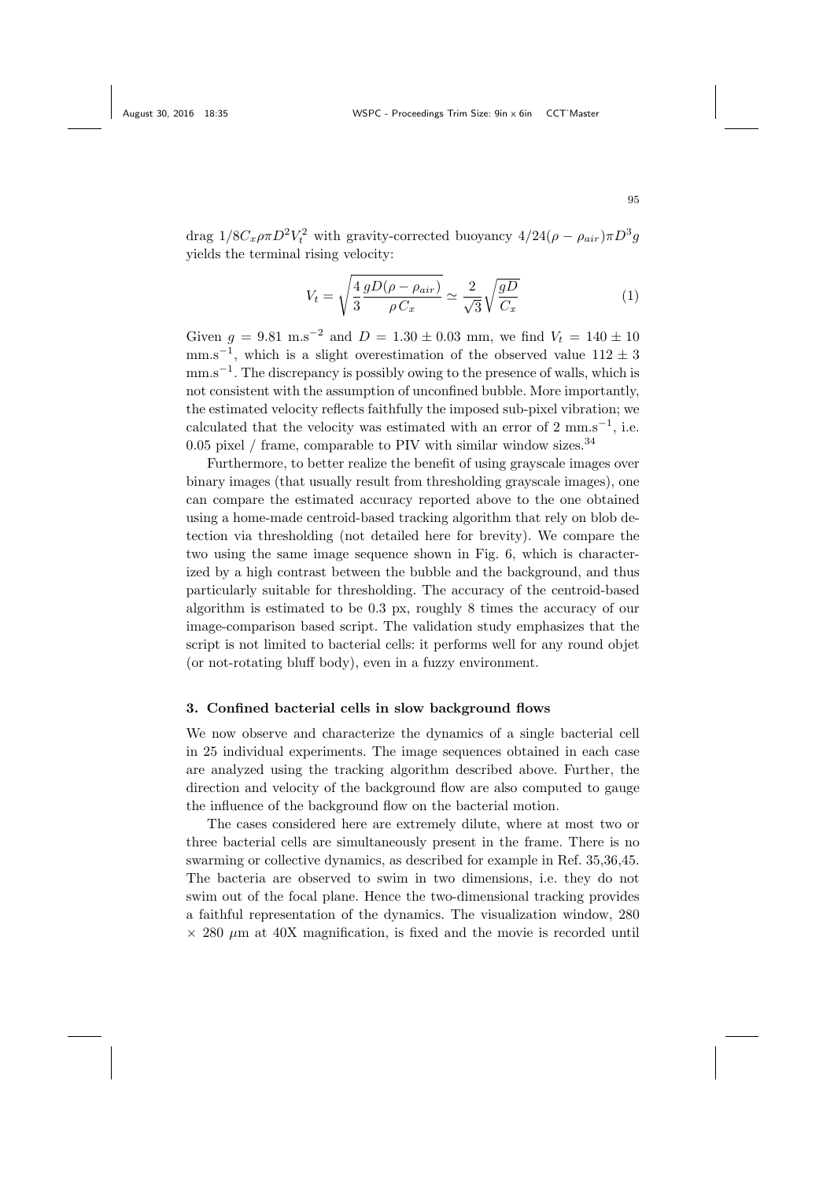drag $1/8 C_x \rho \pi D^2 V_t^2$ with gravity-corrected buoyancy $4/24(\rho - \rho_{air})\pi D^3 g$ yields the terminal rising velocity:

$$V_t = \sqrt{\frac{4}{3}\frac{gD(\rho - \rho_{air})}{\rho C_x}} \simeq \frac{2}{\sqrt{3}}\sqrt{\frac{gD}{C_x}} \tag{1}$$

Given $g = 9.81$ m.s$^{-2}$ and $D = 1.30 \pm 0.03$ mm, we find $V_t = 140 \pm 10$ mm.s$^{-1}$, which is a slight overestimation of the observed value $112 \pm 3$ mm.s$^{-1}$. The discrepancy is possibly owing to the presence of walls, which is not consistent with the assumption of unconfined bubble. More importantly, the estimated velocity reflects faithfully the imposed sub-pixel vibration; we calculated that the velocity was estimated with an error of 2 mm.s$^{-1}$, i.e. 0.05 pixel / frame, comparable to PIV with similar window sizes.[34]

Furthermore, to better realize the benefit of using grayscale images over binary images (that usually result from thresholding grayscale images), one can compare the estimated accuracy reported above to the one obtained using a home-made centroid-based tracking algorithm that rely on blob detection via thresholding (not detailed here for brevity). We compare the two using the same image sequence shown in Fig. 6, which is characterized by a high contrast between the bubble and the background, and thus particularly suitable for thresholding. The accuracy of the centroid-based algorithm is estimated to be 0.3 px, roughly 8 times the accuracy of our image-comparison based script. The validation study emphasizes that the script is not limited to bacterial cells: it performs well for any round objet (or not-rotating bluff body), even in a fuzzy environment.

## 3. Confined bacterial cells in slow background flows

We now observe and characterize the dynamics of a single bacterial cell in 25 individual experiments. The image sequences obtained in each case are analyzed using the tracking algorithm described above. Further, the direction and velocity of the background flow are also computed to gauge the influence of the background flow on the bacterial motion.

The cases considered here are extremely dilute, where at most two or three bacterial cells are simultaneously present in the frame. There is no swarming or collective dynamics, as described for example in Ref. 35,36,45. The bacteria are observed to swim in two dimensions, i.e. they do not swim out of the focal plane. Hence the two-dimensional tracking provides a faithful representation of the dynamics. The visualization window, 280 $\times$ 280 $\mu$m at 40X magnification, is fixed and the movie is recorded until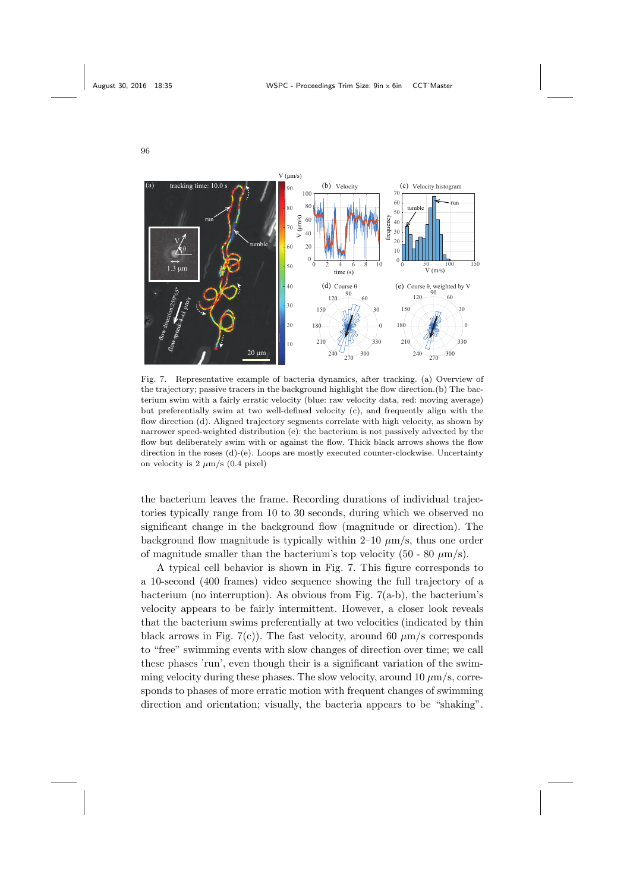Fig. 7. Representative example of bacteria dynamics, after tracking. (a) Overview of the trajectory; passive tracers in the background highlight the flow direction.(b) The bacterium swim with a fairly erratic velocity (blue: raw velocity data, red: moving average) but preferentially swim at two well-defined velocity (c), and frequently align with the flow direction (d). Aligned trajectory segments correlate with high velocity, as shown by narrower speed-weighted distribution (e): the bacterium is not passively advected by the flow but deliberately swim with or against the flow. Thick black arrows shows the flow direction in the roses (d)-(e). Loops are mostly executed counter-clockwise. Uncertainty on velocity is 2 $\mu$m/s (0.4 pixel)

the bacterium leaves the frame. Recording durations of individual trajectories typically range from 10 to 30 seconds, during which we observed no significant change in the background flow (magnitude or direction). The background flow magnitude is typically within 2–10 $\mu$m/s, thus one order of magnitude smaller than the bacterium's top velocity (50 - 80 $\mu$m/s).

A typical cell behavior is shown in Fig. 7. This figure corresponds to a 10-second (400 frames) video sequence showing the full trajectory of a bacterium (no interruption). As obvious from Fig. 7(a-b), the bacterium's velocity appears to be fairly intermittent. However, a closer look reveals that the bacterium swims preferentially at two velocities (indicated by thin black arrows in Fig. 7(c)). The fast velocity, around 60 $\mu$m/s corresponds to "free" swimming events with slow changes of direction over time; we call these phases 'run', even though their is a significant variation of the swimming velocity during these phases. The slow velocity, around 10 $\mu$m/s, corresponds to phases of more erratic motion with frequent changes of swimming direction and orientation; visually, the bacteria appears to be "shaking".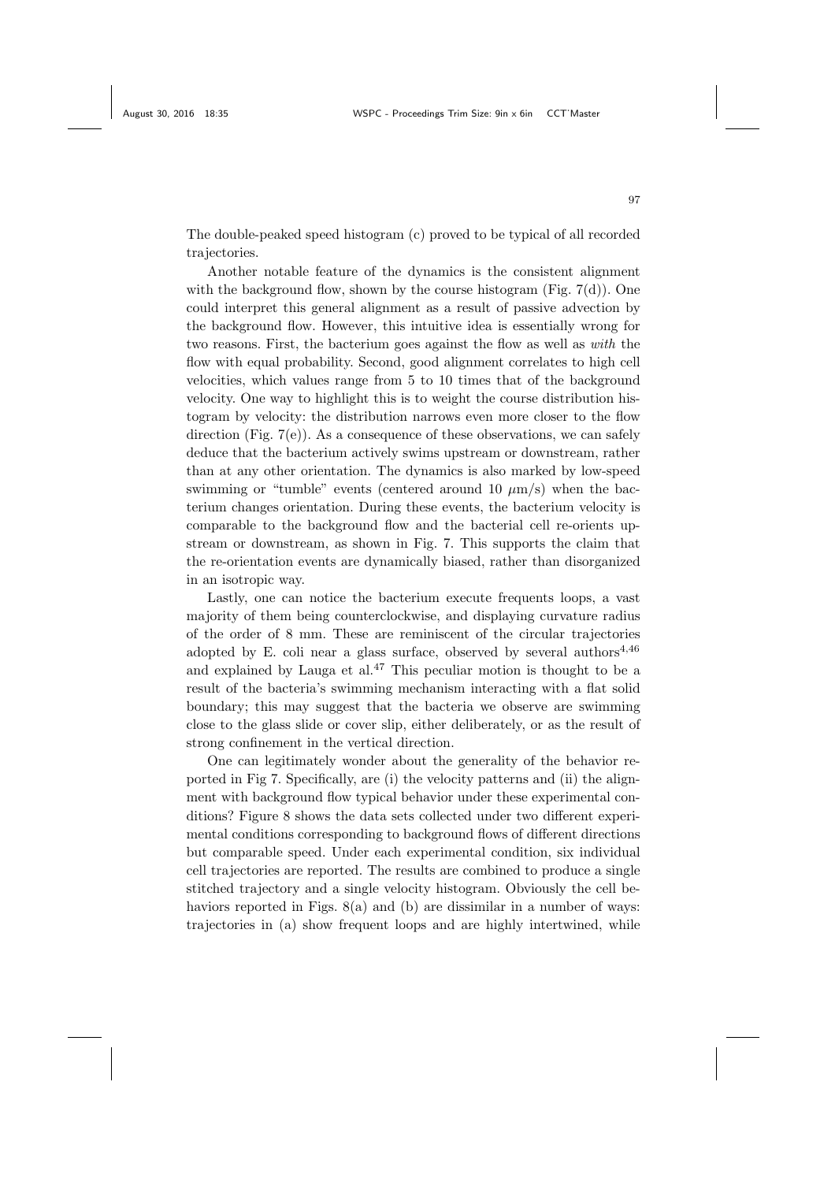The double-peaked speed histogram (c) proved to be typical of all recorded trajectories.

Another notable feature of the dynamics is the consistent alignment with the background flow, shown by the course histogram (Fig. 7(d)). One could interpret this general alignment as a result of passive advection by the background flow. However, this intuitive idea is essentially wrong for two reasons. First, the bacterium goes against the flow as well as *with* the flow with equal probability. Second, good alignment correlates to high cell velocities, which values range from 5 to 10 times that of the background velocity. One way to highlight this is to weight the course distribution histogram by velocity: the distribution narrows even more closer to the flow direction (Fig. 7(e)). As a consequence of these observations, we can safely deduce that the bacterium actively swims upstream or downstream, rather than at any other orientation. The dynamics is also marked by low-speed swimming or "tumble" events (centered around 10 $\mu$m/s) when the bacterium changes orientation. During these events, the bacterium velocity is comparable to the background flow and the bacterial cell re-orients upstream or downstream, as shown in Fig. 7. This supports the claim that the re-orientation events are dynamically biased, rather than disorganized in an isotropic way.

Lastly, one can notice the bacterium execute frequents loops, a vast majority of them being counterclockwise, and displaying curvature radius of the order of 8 mm. These are reminiscent of the circular trajectories adopted by E. coli near a glass surface, observed by several authors[4,46] and explained by Lauga et al.[47] This peculiar motion is thought to be a result of the bacteria's swimming mechanism interacting with a flat solid boundary; this may suggest that the bacteria we observe are swimming close to the glass slide or cover slip, either deliberately, or as the result of strong confinement in the vertical direction.

One can legitimately wonder about the generality of the behavior reported in Fig 7. Specifically, are (i) the velocity patterns and (ii) the alignment with background flow typical behavior under these experimental conditions? Figure 8 shows the data sets collected under two different experimental conditions corresponding to background flows of different directions but comparable speed. Under each experimental condition, six individual cell trajectories are reported. The results are combined to produce a single stitched trajectory and a single velocity histogram. Obviously the cell behaviors reported in Figs. 8(a) and (b) are dissimilar in a number of ways: trajectories in (a) show frequent loops and are highly intertwined, while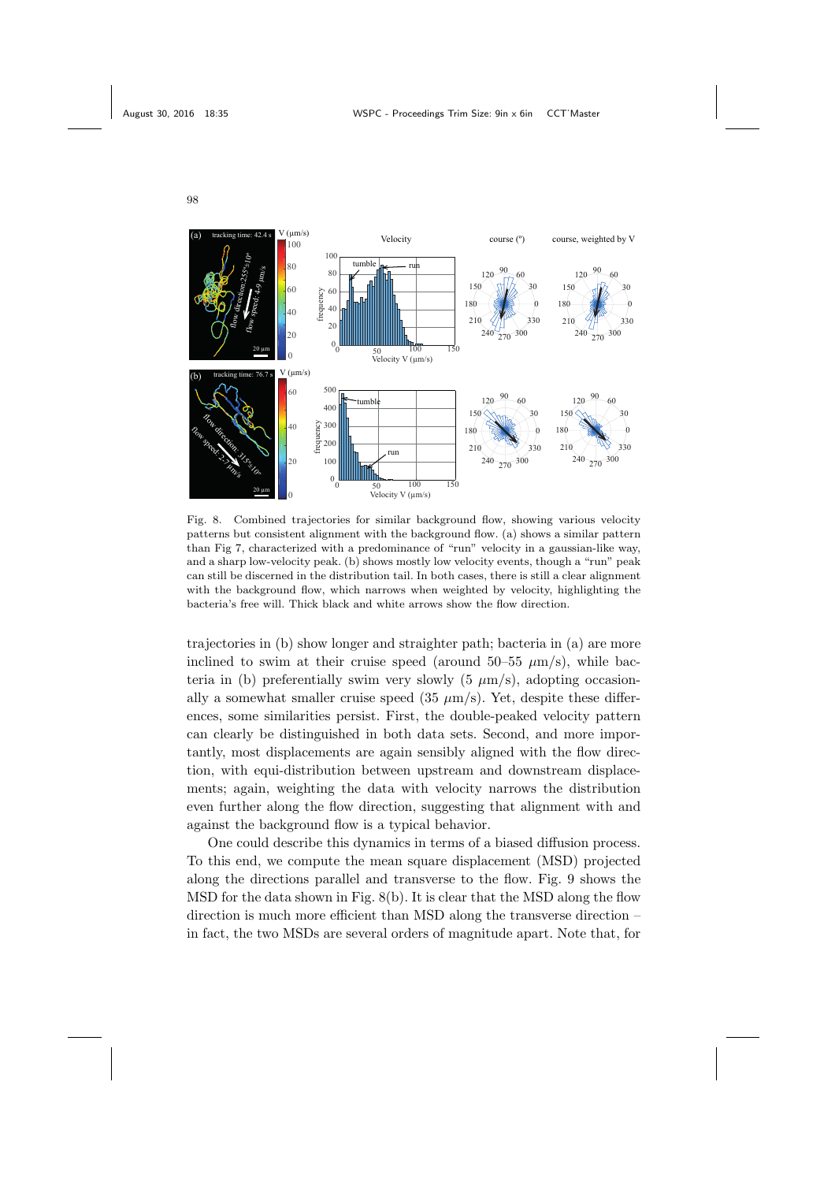Fig. 8. Combined trajectories for similar background flow, showing various velocity patterns but consistent alignment with the background flow. (a) shows a similar pattern than Fig 7, characterized with a predominance of "run" velocity in a gaussian-like way, and a sharp low-velocity peak. (b) shows mostly low velocity events, though a "run" peak can still be discerned in the distribution tail. In both cases, there is still a clear alignment with the background flow, which narrows when weighted by velocity, highlighting the bacteria's free will. Thick black and white arrows show the flow direction.

trajectories in (b) show longer and straighter path; bacteria in (a) are more inclined to swim at their cruise speed (around 50–55 $\mu$m/s), while bacteria in (b) preferentially swim very slowly (5 $\mu$m/s), adopting occasionally a somewhat smaller cruise speed (35 $\mu$m/s). Yet, despite these differences, some similarities persist. First, the double-peaked velocity pattern can clearly be distinguished in both data sets. Second, and more importantly, most displacements are again sensibly aligned with the flow direction, with equi-distribution between upstream and downstream displacements; again, weighting the data with velocity narrows the distribution even further along the flow direction, suggesting that alignment with and against the background flow is a typical behavior.

One could describe this dynamics in terms of a biased diffusion process. To this end, we compute the mean square displacement (MSD) projected along the directions parallel and transverse to the flow. Fig. 9 shows the MSD for the data shown in Fig. 8(b). It is clear that the MSD along the flow direction is much more efficient than MSD along the transverse direction – in fact, the two MSDs are several orders of magnitude apart. Note that, for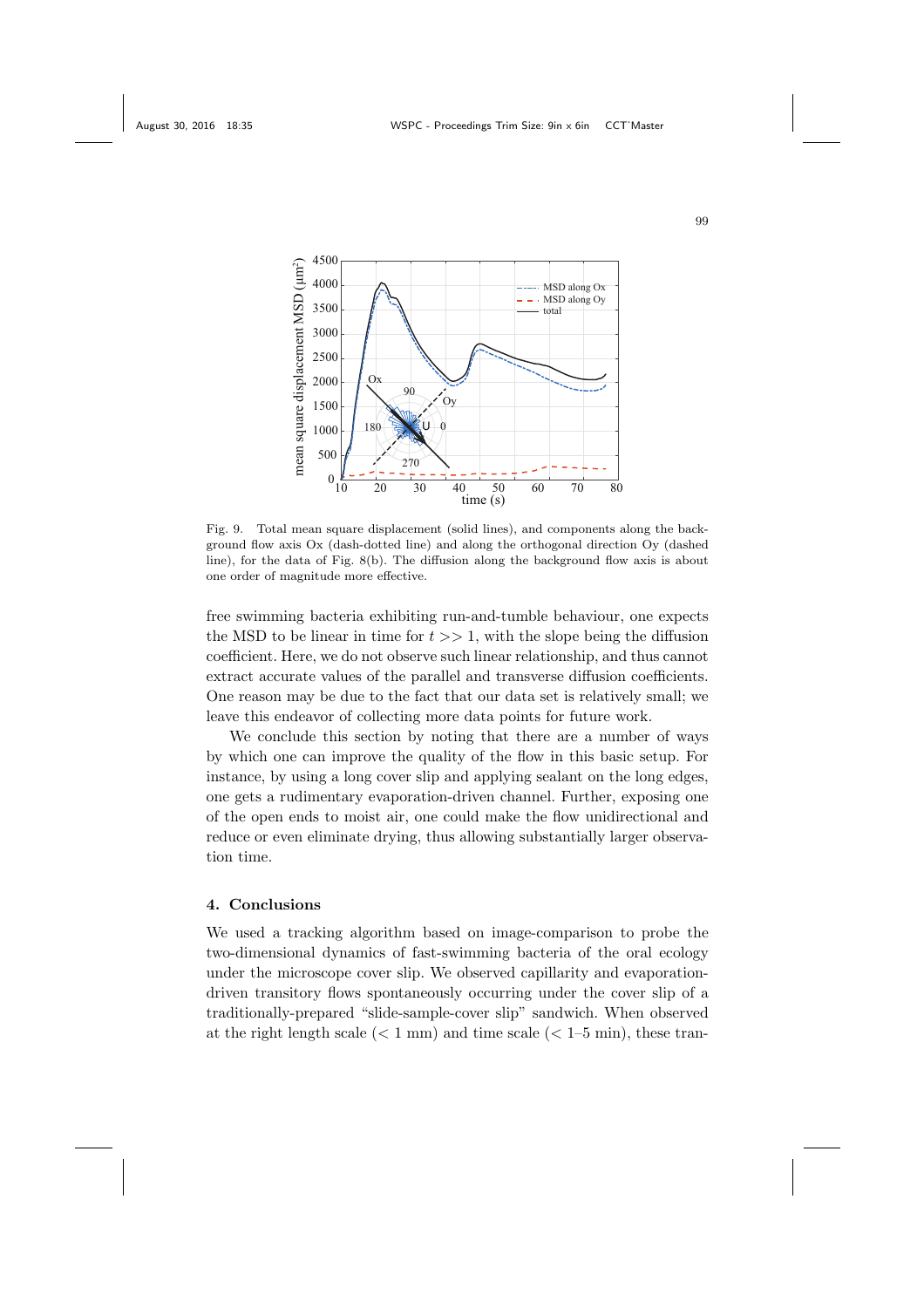Fig. 9. Total mean square displacement (solid lines), and components along the background flow axis Ox (dash-dotted line) and along the orthogonal direction Oy (dashed line), for the data of Fig. 8(b). The diffusion along the background flow axis is about one order of magnitude more effective.

free swimming bacteria exhibiting run-and-tumble behaviour, one expects the MSD to be linear in time for $t >> 1$, with the slope being the diffusion coefficient. Here, we do not observe such linear relationship, and thus cannot extract accurate values of the parallel and transverse diffusion coefficients. One reason may be due to the fact that our data set is relatively small; we leave this endeavor of collecting more data points for future work.

We conclude this section by noting that there are a number of ways by which one can improve the quality of the flow in this basic setup. For instance, by using a long cover slip and applying sealant on the long edges, one gets a rudimentary evaporation-driven channel. Further, exposing one of the open ends to moist air, one could make the flow unidirectional and reduce or even eliminate drying, thus allowing substantially larger observation time.

## 4. Conclusions

We used a tracking algorithm based on image-comparison to probe the two-dimensional dynamics of fast-swimming bacteria of the oral ecology under the microscope cover slip. We observed capillarity and evaporation-driven transitory flows spontaneously occurring under the cover slip of a traditionally-prepared "slide-sample-cover slip" sandwich. When observed at the right length scale ($< 1$ mm) and time scale ($< 1$–$5$ min), these tran-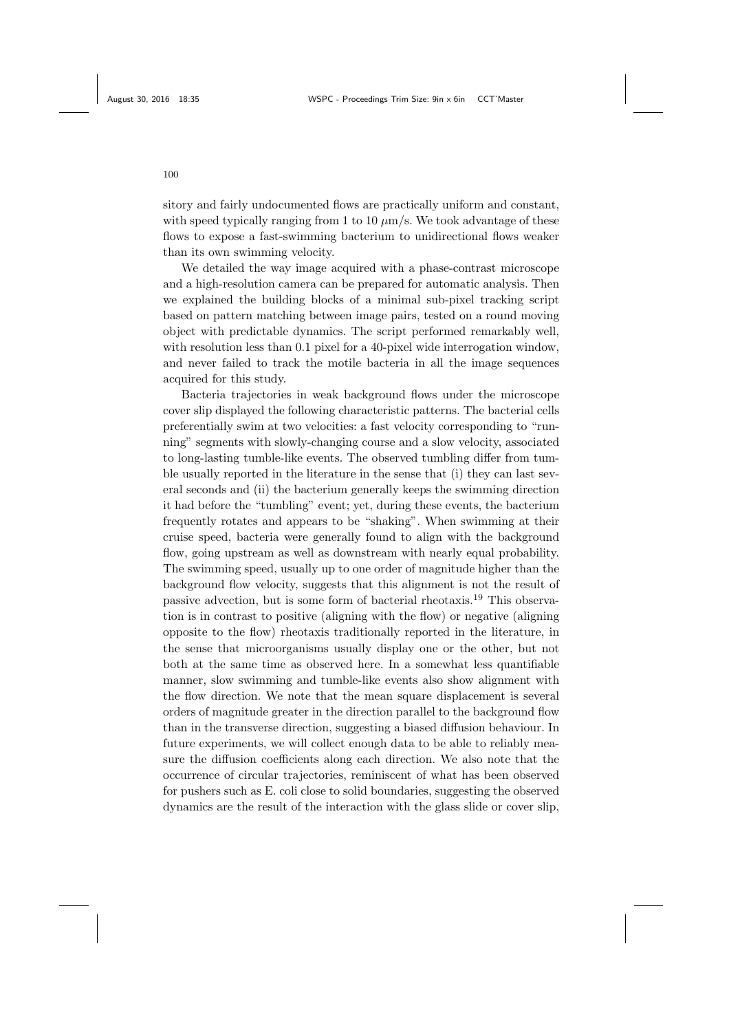sitory and fairly undocumented flows are practically uniform and constant, with speed typically ranging from 1 to 10 $\mu$m/s. We took advantage of these flows to expose a fast-swimming bacterium to unidirectional flows weaker than its own swimming velocity.

We detailed the way image acquired with a phase-contrast microscope and a high-resolution camera can be prepared for automatic analysis. Then we explained the building blocks of a minimal sub-pixel tracking script based on pattern matching between image pairs, tested on a round moving object with predictable dynamics. The script performed remarkably well, with resolution less than 0.1 pixel for a 40-pixel wide interrogation window, and never failed to track the motile bacteria in all the image sequences acquired for this study.

Bacteria trajectories in weak background flows under the microscope cover slip displayed the following characteristic patterns. The bacterial cells preferentially swim at two velocities: a fast velocity corresponding to "running" segments with slowly-changing course and a slow velocity, associated to long-lasting tumble-like events. The observed tumbling differ from tumble usually reported in the literature in the sense that (i) they can last several seconds and (ii) the bacterium generally keeps the swimming direction it had before the "tumbling" event; yet, during these events, the bacterium frequently rotates and appears to be "shaking". When swimming at their cruise speed, bacteria were generally found to align with the background flow, going upstream as well as downstream with nearly equal probability. The swimming speed, usually up to one order of magnitude higher than the background flow velocity, suggests that this alignment is not the result of passive advection, but is some form of bacterial rheotaxis.[19] This observation is in contrast to positive (aligning with the flow) or negative (aligning opposite to the flow) rheotaxis traditionally reported in the literature, in the sense that microorganisms usually display one or the other, but not both at the same time as observed here. In a somewhat less quantifiable manner, slow swimming and tumble-like events also show alignment with the flow direction. We note that the mean square displacement is several orders of magnitude greater in the direction parallel to the background flow than in the transverse direction, suggesting a biased diffusion behaviour. In future experiments, we will collect enough data to be able to reliably measure the diffusion coefficients along each direction. We also note that the occurrence of circular trajectories, reminiscent of what has been observed for pushers such as E. coli close to solid boundaries, suggesting the observed dynamics are the result of the interaction with the glass slide or cover slip,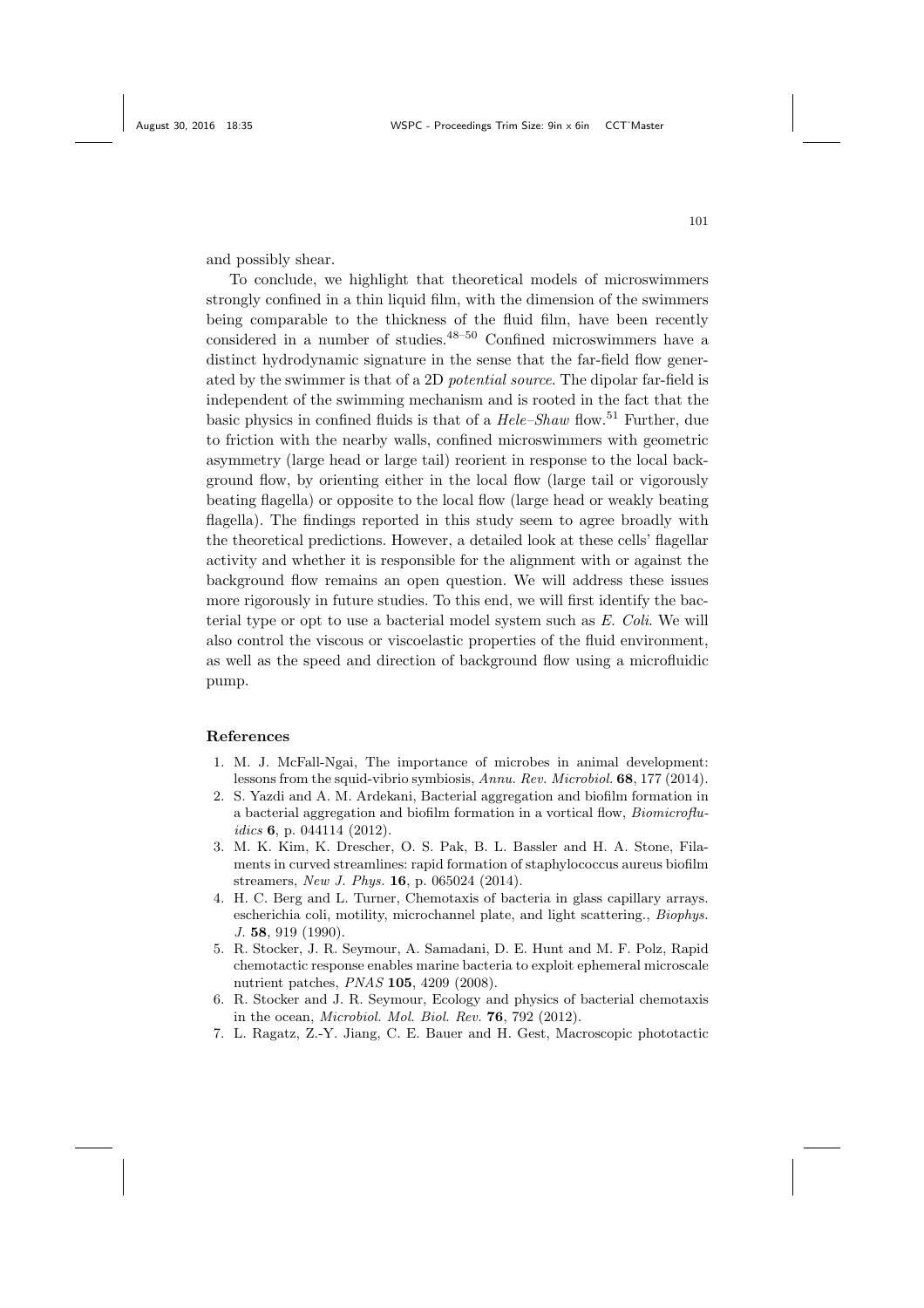and possibly shear.

To conclude, we highlight that theoretical models of microswimmers strongly confined in a thin liquid film, with the dimension of the swimmers being comparable to the thickness of the fluid film, have been recently considered in a number of studies.[48–50] Confined microswimmers have a distinct hydrodynamic signature in the sense that the far-field flow generated by the swimmer is that of a 2D *potential source*. The dipolar far-field is independent of the swimming mechanism and is rooted in the fact that the basic physics in confined fluids is that of a *Hele–Shaw* flow.[51] Further, due to friction with the nearby walls, confined microswimmers with geometric asymmetry (large head or large tail) reorient in response to the local background flow, by orienting either in the local flow (large tail or vigorously beating flagella) or opposite to the local flow (large head or weakly beating flagella). The findings reported in this study seem to agree broadly with the theoretical predictions. However, a detailed look at these cells' flagellar activity and whether it is responsible for the alignment with or against the background flow remains an open question. We will address these issues more rigorously in future studies. To this end, we will first identify the bacterial type or opt to use a bacterial model system such as *E. Coli*. We will also control the viscous or viscoelastic properties of the fluid environment, as well as the speed and direction of background flow using a microfluidic pump.

## References

1. M. J. McFall-Ngai, The importance of microbes in animal development: lessons from the squid-vibrio symbiosis, *Annu. Rev. Microbiol.* **68**, 177 (2014).
2. S. Yazdi and A. M. Ardekani, Bacterial aggregation and biofilm formation in a bacterial aggregation and biofilm formation in a vortical flow, *Biomicrofluidics* **6**, p. 044114 (2012).
3. M. K. Kim, K. Drescher, O. S. Pak, B. L. Bassler and H. A. Stone, Filaments in curved streamlines: rapid formation of staphylococcus aureus biofilm streamers, *New J. Phys.* **16**, p. 065024 (2014).
4. H. C. Berg and L. Turner, Chemotaxis of bacteria in glass capillary arrays. escherichia coli, motility, microchannel plate, and light scattering., *Biophys. J.* **58**, 919 (1990).
5. R. Stocker, J. R. Seymour, A. Samadani, D. E. Hunt and M. F. Polz, Rapid chemotactic response enables marine bacteria to exploit ephemeral microscale nutrient patches, *PNAS* **105**, 4209 (2008).
6. R. Stocker and J. R. Seymour, Ecology and physics of bacterial chemotaxis in the ocean, *Microbiol. Mol. Biol. Rev.* **76**, 792 (2012).
7. L. Ragatz, Z.-Y. Jiang, C. E. Bauer and H. Gest, Macroscopic phototactic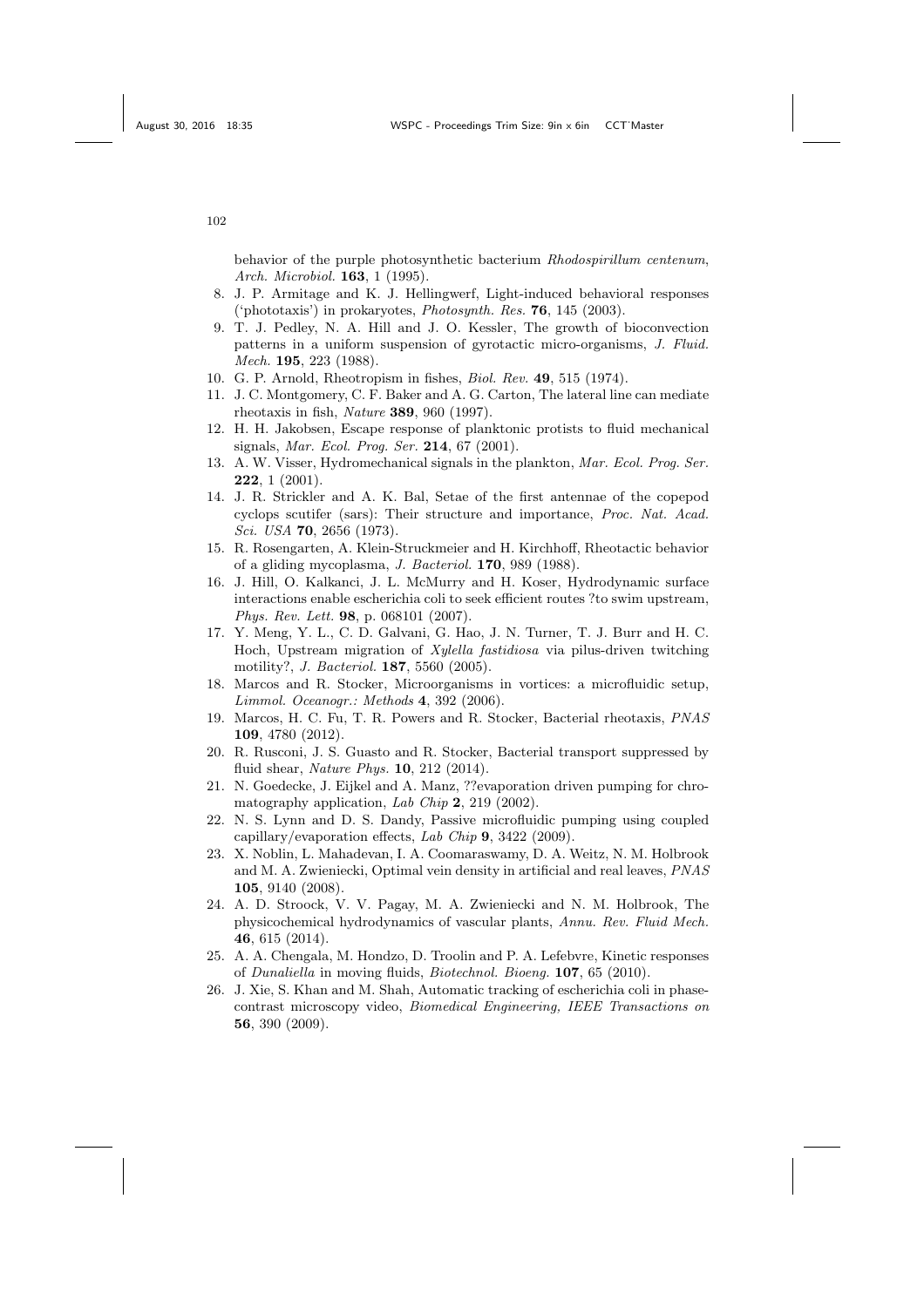behavior of the purple photosynthetic bacterium *Rhodospirillum centenum*, *Arch. Microbiol.* **163**, 1 (1995).

8. J. P. Armitage and K. J. Hellingwerf, Light-induced behavioral responses ('phototaxis') in prokaryotes, *Photosynth. Res.* **76**, 145 (2003).
9. T. J. Pedley, N. A. Hill and J. O. Kessler, The growth of bioconvection patterns in a uniform suspension of gyrotactic micro-organisms, *J. Fluid. Mech.* **195**, 223 (1988).
10. G. P. Arnold, Rheotropism in fishes, *Biol. Rev.* **49**, 515 (1974).
11. J. C. Montgomery, C. F. Baker and A. G. Carton, The lateral line can mediate rheotaxis in fish, *Nature* **389**, 960 (1997).
12. H. H. Jakobsen, Escape response of planktonic protists to fluid mechanical signals, *Mar. Ecol. Prog. Ser.* **214**, 67 (2001).
13. A. W. Visser, Hydromechanical signals in the plankton, *Mar. Ecol. Prog. Ser.* **222**, 1 (2001).
14. J. R. Strickler and A. K. Bal, Setae of the first antennae of the copepod cyclops scutifer (sars): Their structure and importance, *Proc. Nat. Acad. Sci. USA* **70**, 2656 (1973).
15. R. Rosengarten, A. Klein-Struckmeier and H. Kirchhoff, Rheotactic behavior of a gliding mycoplasma, *J. Bacteriol.* **170**, 989 (1988).
16. J. Hill, O. Kalkanci, J. L. McMurry and H. Koser, Hydrodynamic surface interactions enable escherichia coli to seek efficient routes ?to swim upstream, *Phys. Rev. Lett.* **98**, p. 068101 (2007).
17. Y. Meng, Y. L., C. D. Galvani, G. Hao, J. N. Turner, T. J. Burr and H. C. Hoch, Upstream migration of *Xylella fastidiosa* via pilus-driven twitching motility?, *J. Bacteriol.* **187**, 5560 (2005).
18. Marcos and R. Stocker, Microorganisms in vortices: a microfluidic setup, *Limmol. Oceanogr.: Methods* **4**, 392 (2006).
19. Marcos, H. C. Fu, T. R. Powers and R. Stocker, Bacterial rheotaxis, *PNAS* **109**, 4780 (2012).
20. R. Rusconi, J. S. Guasto and R. Stocker, Bacterial transport suppressed by fluid shear, *Nature Phys.* **10**, 212 (2014).
21. N. Goedecke, J. Eijkel and A. Manz, ??evaporation driven pumping for chromatography application, *Lab Chip* **2**, 219 (2002).
22. N. S. Lynn and D. S. Dandy, Passive microfluidic pumping using coupled capillary/evaporation effects, *Lab Chip* **9**, 3422 (2009).
23. X. Noblin, L. Mahadevan, I. A. Coomaraswamy, D. A. Weitz, N. M. Holbrook and M. A. Zwieniecki, Optimal vein density in artificial and real leaves, *PNAS* **105**, 9140 (2008).
24. A. D. Stroock, V. V. Pagay, M. A. Zwieniecki and N. M. Holbrook, The physicochemical hydrodynamics of vascular plants, *Annu. Rev. Fluid Mech.* **46**, 615 (2014).
25. A. A. Chengala, M. Hondzo, D. Troolin and P. A. Lefebvre, Kinetic responses of *Dunaliella* in moving fluids, *Biotechnol. Bioeng.* **107**, 65 (2010).
26. J. Xie, S. Khan and M. Shah, Automatic tracking of escherichia coli in phase-contrast microscopy video, *Biomedical Engineering, IEEE Transactions on* **56**, 390 (2009).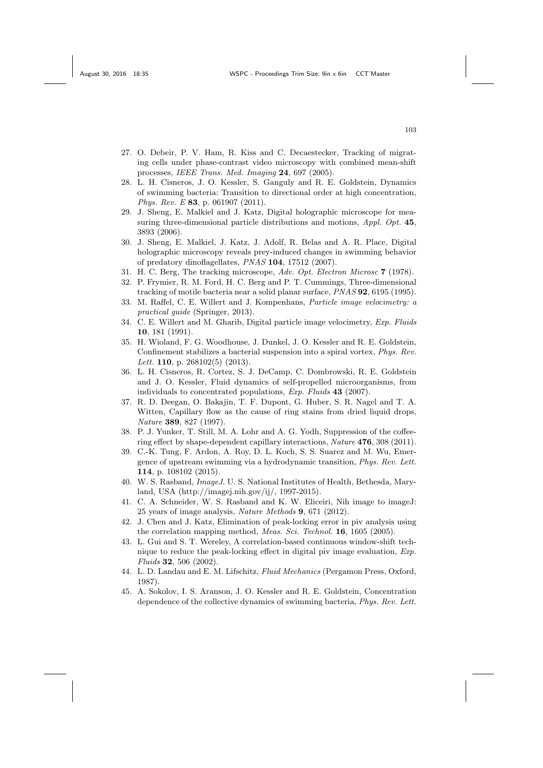27. O. Debeir, P. V. Ham, R. Kiss and C. Decaestecker, Tracking of migrating cells under phase-contrast video microscopy with combined mean-shift processes, *IEEE Trans. Med. Imaging* **24**, 697 (2005).
28. L. H. Cisneros, J. O. Kessler, S. Ganguly and R. E. Goldstein, Dynamics of swimming bacteria: Transition to directional order at high concentration, *Phys. Rev. E* **83**, p. 061907 (2011).
29. J. Sheng, E. Malkiel and J. Katz, Digital holographic microscope for measuring three-dimensional particle distributions and motions, *Appl. Opt.* **45**, 3893 (2006).
30. J. Sheng, E. Malkiel, J. Katz, J. Adolf, R. Belas and A. R. Place, Digital holographic microscopy reveals prey-induced changes in swimming behavior of predatory dinoflagellates, *PNAS* **104**, 17512 (2007).
31. H. C. Berg, The tracking microscope, *Adv. Opt. Electron Microsc* **7** (1978).
32. P. Frymier, R. M. Ford, H. C. Berg and P. T. Cummings, Three-dimensional tracking of motile bacteria near a solid planar surface, *PNAS* **92**, 6195 (1995).
33. M. Raffel, C. E. Willert and J. Kompenhans, *Particle image velocimetry: a practical guide* (Springer, 2013).
34. C. E. Willert and M. Gharib, Digital particle image velocimetry, *Exp. Fluids* **10**, 181 (1991).
35. H. Wioland, F. G. Woodhouse, J. Dunkel, J. O. Kessler and R. E. Goldstein, Confinement stabilizes a bacterial suspension into a spiral vortex, *Phys. Rev. Lett.* **110**, p. 268102(5) (2013).
36. L. H. Cisneros, R. Cortez, S. J. DeCamp, C. Dombrowski, R. E. Goldstein and J. O. Kessler, Fluid dynamics of self-propelled microorganisms, from individuals to concentrated populations, *Exp. Fluids* **43** (2007).
37. R. D. Deegan, O. Bakajin, T. F. Dupont, G. Huber, S. R. Nagel and T. A. Witten, Capillary flow as the cause of ring stains from dried liquid drops, *Nature* **389**, 827 (1997).
38. P. J. Yunker, T. Still, M. A. Lohr and A. G. Yodh, Suppression of the coffee-ring effect by shape-dependent capillary interactions, *Nature* **476**, 308 (2011).
39. C.-K. Tung, F. Ardon, A. Roy, D. L. Koch, S. S. Suarez and M. Wu, Emergence of upstream swimming via a hydrodynamic transition, *Phys. Rev. Lett.* **114**, p. 108102 (2015).
40. W. S. Rasband, *ImageJ*. U. S. National Institutes of Health, Bethesda, Maryland, USA (http://imagej.nih.gov/ij/, 1997-2015).
41. C. A. Schneider, W. S. Rasband and K. W. Eliceiri, Nih image to imageJ: 25 years of image analysis, *Nature Methods* **9**, 671 (2012).
42. J. Chen and J. Katz, Elimination of peak-locking error in piv analysis using the correlation mapping method, *Meas. Sci. Technol.* **16**, 1605 (2005).
43. L. Gui and S. T. Wereley, A correlation-based continuous window-shift technique to reduce the peak-locking effect in digital piv image evaluation, *Exp. Fluids* **32**, 506 (2002).
44. L. D. Landau and E. M. Lifschitz, *Fluid Mechanics* (Pergamon Press, Oxford, 1987).
45. A. Sokolov, I. S. Aranson, J. O. Kessler and R. E. Goldstein, Concentration dependence of the collective dynamics of swimming bacteria, *Phys. Rev. Lett.*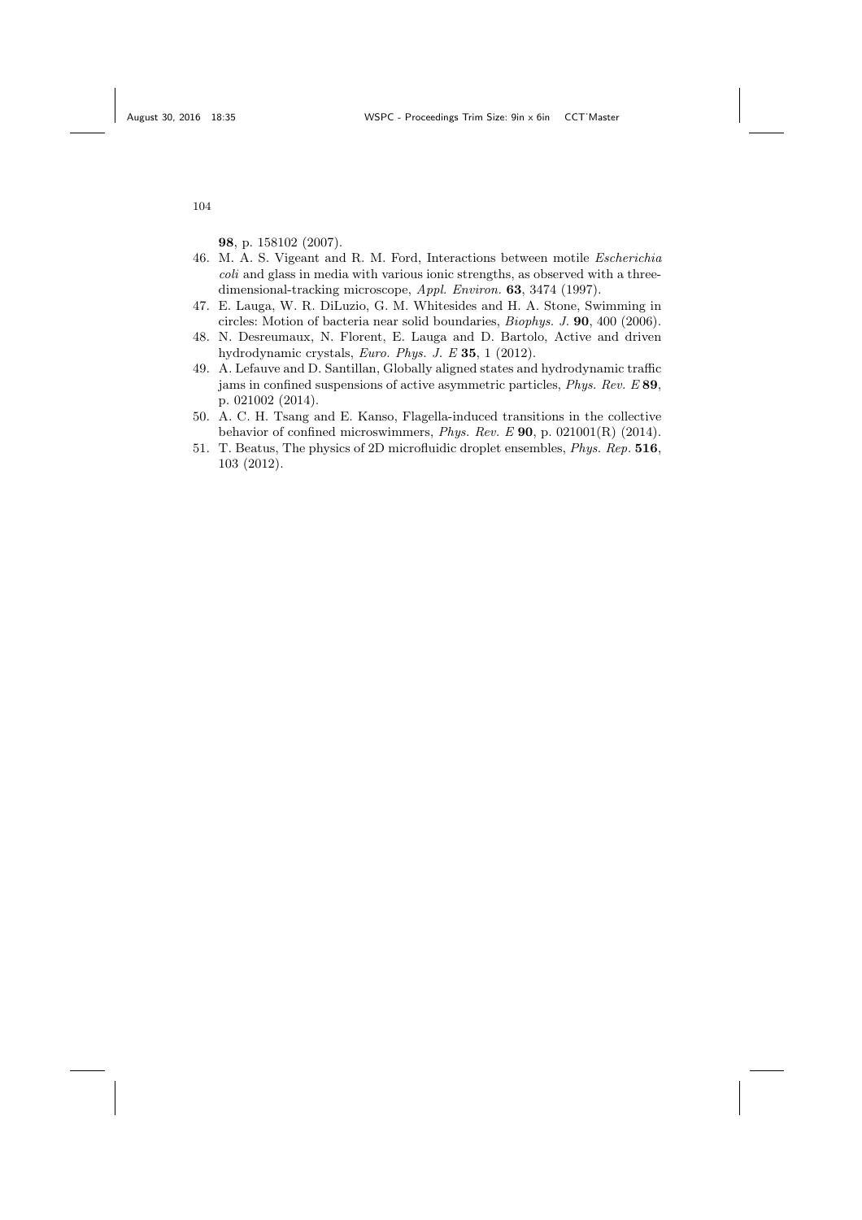**98**, p. 158102 (2007).

46. M. A. S. Vigeant and R. M. Ford, Interactions between motile *Escherichia coli* and glass in media with various ionic strengths, as observed with a three-dimensional-tracking microscope, *Appl. Environ.* **63**, 3474 (1997).
47. E. Lauga, W. R. DiLuzio, G. M. Whitesides and H. A. Stone, Swimming in circles: Motion of bacteria near solid boundaries, *Biophys. J.* **90**, 400 (2006).
48. N. Desreumaux, N. Florent, E. Lauga and D. Bartolo, Active and driven hydrodynamic crystals, *Euro. Phys. J. E* **35**, 1 (2012).
49. A. Lefauve and D. Santillan, Globally aligned states and hydrodynamic traffic jams in confined suspensions of active asymmetric particles, *Phys. Rev. E* **89**, p. 021002 (2014).
50. A. C. H. Tsang and E. Kanso, Flagella-induced transitions in the collective behavior of confined microswimmers, *Phys. Rev. E* **90**, p. 021001(R) (2014).
51. T. Beatus, The physics of 2D microfluidic droplet ensembles, *Phys. Rep.* **516**, 103 (2012).